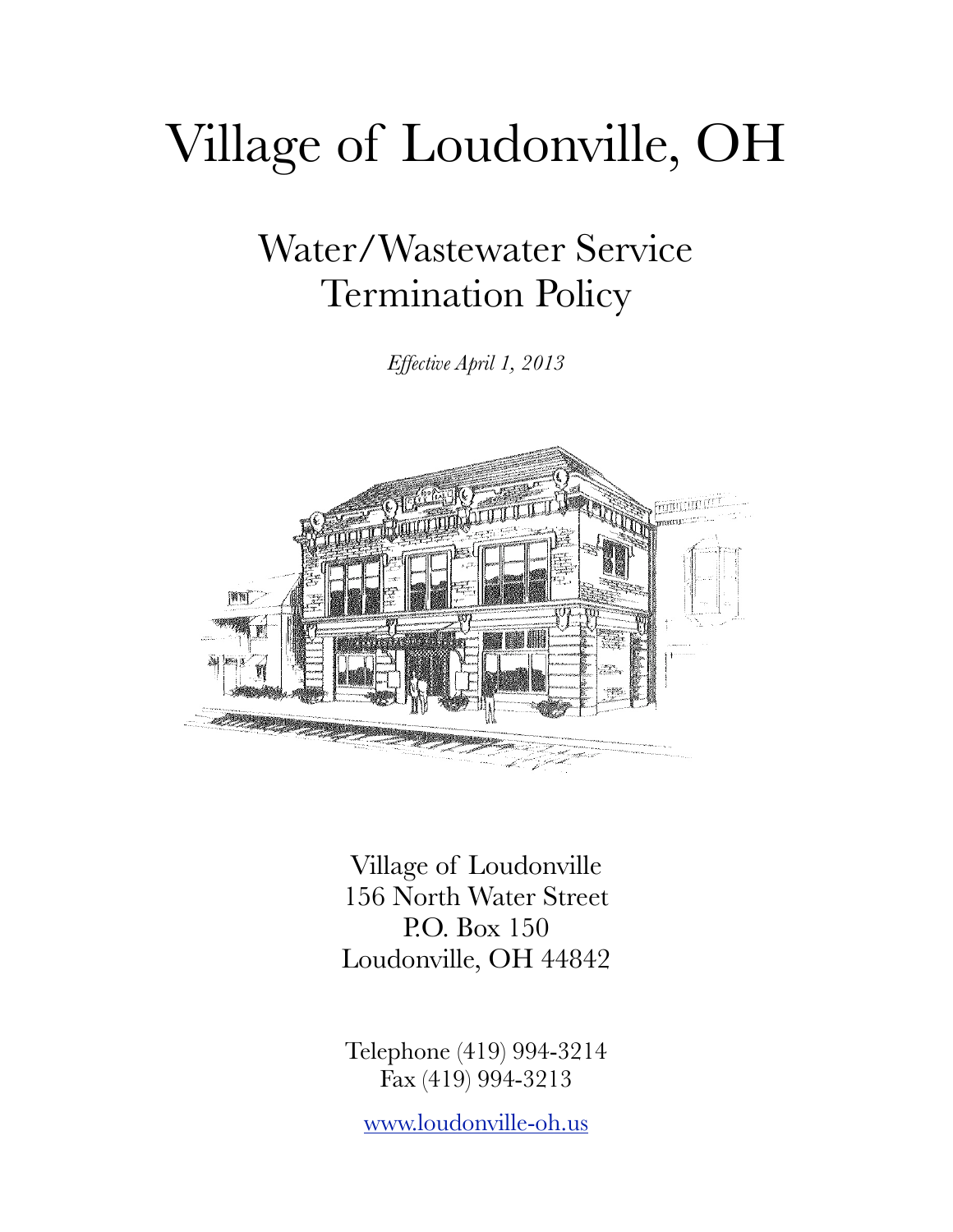# Village of Loudonville, OH

## Water/Wastewater Service Termination Policy

*Effective April 1, 2013*

Village of Loudonville
156 North Water Street
P.O. Box 150
Loudonville, OH 44842

Telephone (419) 994-3214
Fax (419) 994-3213

[www.loudonville-oh.us](http://www.loudonville-oh.us)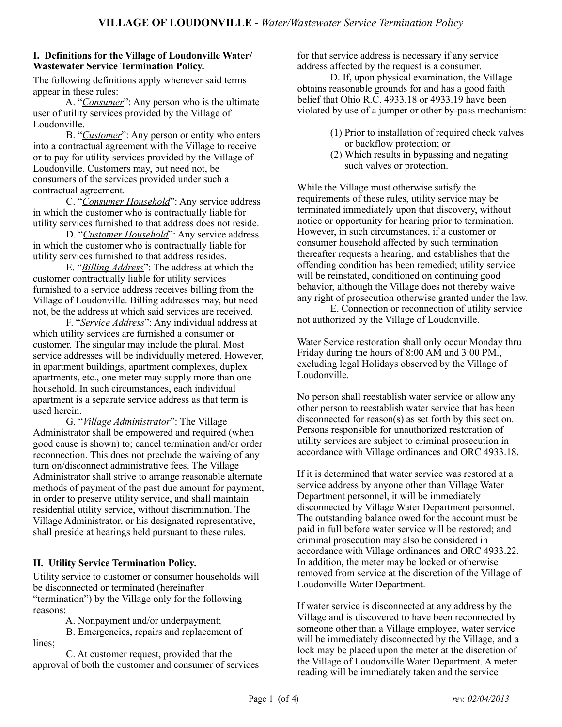# VILLAGE OF LOUDONVILLE - *Water/Wastewater Service Termination Policy*

## I. Definitions for the Village of Loudonville Water/Wastewater Service Termination Policy.

The following definitions apply whenever said terms appear in these rules:

A. "*Consumer*": Any person who is the ultimate user of utility services provided by the Village of Loudonville.

B. "*Customer*": Any person or entity who enters into a contractual agreement with the Village to receive or to pay for utility services provided by the Village of Loudonville. Customers may, but need not, be consumers of the services provided under such a contractual agreement.

C. "*Consumer Household*": Any service address in which the customer who is contractually liable for utility services furnished to that address does not reside.

D. "*Customer Household*": Any service address in which the customer who is contractually liable for utility services furnished to that address resides.

E. "*Billing Address*": The address at which the customer contractually liable for utility services furnished to a service address receives billing from the Village of Loudonville. Billing addresses may, but need not, be the address at which said services are received.

F. "*Service Address*": Any individual address at which utility services are furnished a consumer or customer. The singular may include the plural. Most service addresses will be individually metered. However, in apartment buildings, apartment complexes, duplex apartments, etc., one meter may supply more than one household. In such circumstances, each individual apartment is a separate service address as that term is used herein.

G. "*Village Administrator*": The Village Administrator shall be empowered and required (when good cause is shown) to; cancel termination and/or order reconnection. This does not preclude the waiving of any turn on/disconnect administrative fees. The Village Administrator shall strive to arrange reasonable alternate methods of payment of the past due amount for payment, in order to preserve utility service, and shall maintain residential utility service, without discrimination. The Village Administrator, or his designated representative, shall preside at hearings held pursuant to these rules.

## II. Utility Service Termination Policy.

Utility service to customer or consumer households will be disconnected or terminated (hereinafter "termination") by the Village only for the following reasons:

A. Nonpayment and/or underpayment;

B. Emergencies, repairs and replacement of lines;

C. At customer request, provided that the approval of both the customer and consumer of services for that service address is necessary if any service address affected by the request is a consumer.

D. If, upon physical examination, the Village obtains reasonable grounds for and has a good faith belief that Ohio R.C. 4933.18 or 4933.19 have been violated by use of a jumper or other by-pass mechanism:

(1) Prior to installation of required check valves or backflow protection; or
(2) Which results in bypassing and negating such valves or protection.

While the Village must otherwise satisfy the requirements of these rules, utility service may be terminated immediately upon that discovery, without notice or opportunity for hearing prior to termination. However, in such circumstances, if a customer or consumer household affected by such termination thereafter requests a hearing, and establishes that the offending condition has been remedied; utility service will be reinstated, conditioned on continuing good behavior, although the Village does not thereby waive any right of prosecution otherwise granted under the law.

E. Connection or reconnection of utility service not authorized by the Village of Loudonville.

Water Service restoration shall only occur Monday thru Friday during the hours of 8:00 AM and 3:00 PM., excluding legal Holidays observed by the Village of Loudonville.

No person shall reestablish water service or allow any other person to reestablish water service that has been disconnected for reason(s) as set forth by this section. Persons responsible for unauthorized restoration of utility services are subject to criminal prosecution in accordance with Village ordinances and ORC 4933.18.

If it is determined that water service was restored at a service address by anyone other than Village Water Department personnel, it will be immediately disconnected by Village Water Department personnel. The outstanding balance owed for the account must be paid in full before water service will be restored; and criminal prosecution may also be considered in accordance with Village ordinances and ORC 4933.22. In addition, the meter may be locked or otherwise removed from service at the discretion of the Village of Loudonville Water Department.

If water service is disconnected at any address by the Village and is discovered to have been reconnected by someone other than a Village employee, water service will be immediately disconnected by the Village, and a lock may be placed upon the meter at the discretion of the Village of Loudonville Water Department. A meter reading will be immediately taken and the service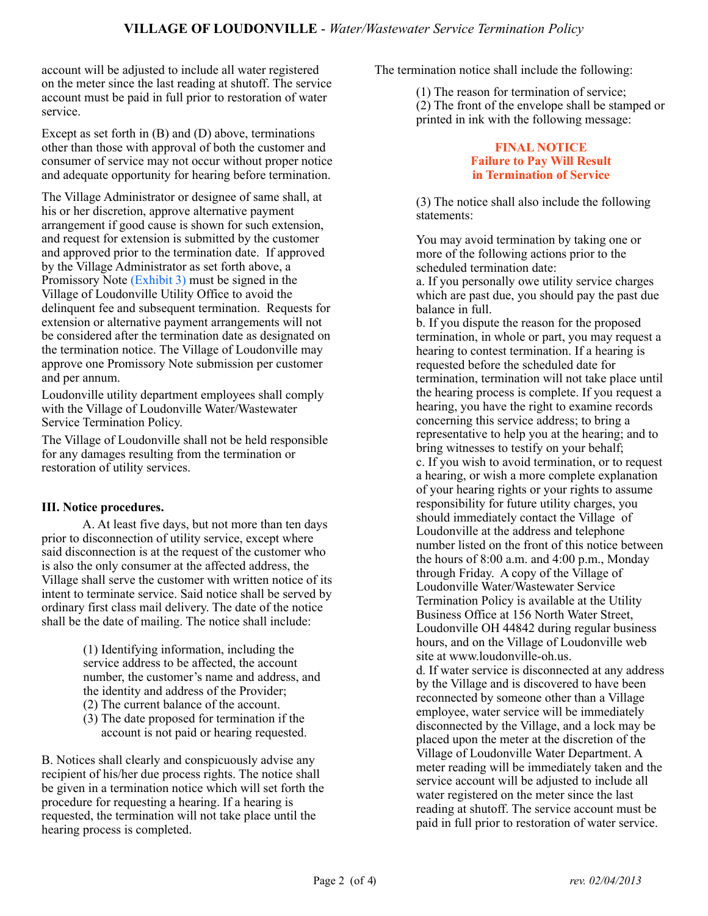account will be adjusted to include all water registered on the meter since the last reading at shutoff. The service account must be paid in full prior to restoration of water service.

Except as set forth in (B) and (D) above, terminations other than those with approval of both the customer and consumer of service may not occur without proper notice and adequate opportunity for hearing before termination.

The Village Administrator or designee of same shall, at his or her discretion, approve alternative payment arrangement if good cause is shown for such extension, and request for extension is submitted by the customer and approved prior to the termination date. If approved by the Village Administrator as set forth above, a Promissory Note (Exhibit 3) must be signed in the Village of Loudonville Utility Office to avoid the delinquent fee and subsequent termination. Requests for extension or alternative payment arrangements will not be considered after the termination date as designated on the termination notice. The Village of Loudonville may approve one Promissory Note submission per customer and per annum.

Loudonville utility department employees shall comply with the Village of Loudonville Water/Wastewater Service Termination Policy.

The Village of Loudonville shall not be held responsible for any damages resulting from the termination or restoration of utility services.

### III. Notice procedures.

A. At least five days, but not more than ten days prior to disconnection of utility service, except where said disconnection is at the request of the customer who is also the only consumer at the affected address, the Village shall serve the customer with written notice of its intent to terminate service. Said notice shall be served by ordinary first class mail delivery. The date of the notice shall be the date of mailing. The notice shall include:

(1) Identifying information, including the service address to be affected, the account number, the customer's name and address, and the identity and address of the Provider;
(2) The current balance of the account.
(3) The date proposed for termination if the account is not paid or hearing requested.

B. Notices shall clearly and conspicuously advise any recipient of his/her due process rights. The notice shall be given in a termination notice which will set forth the procedure for requesting a hearing. If a hearing is requested, the termination will not take place until the hearing process is completed.

The termination notice shall include the following:

(1) The reason for termination of service;
(2) The front of the envelope shall be stamped or printed in ink with the following message:

**FINAL NOTICE**
**Failure to Pay Will Result**
**in Termination of Service**

(3) The notice shall also include the following statements:

You may avoid termination by taking one or more of the following actions prior to the scheduled termination date:
a. If you personally owe utility service charges which are past due, you should pay the past due balance in full.
b. If you dispute the reason for the proposed termination, in whole or part, you may request a hearing to contest termination. If a hearing is requested before the scheduled date for termination, termination will not take place until the hearing process is complete. If you request a hearing, you have the right to examine records concerning this service address; to bring a representative to help you at the hearing; and to bring witnesses to testify on your behalf;
c. If you wish to avoid termination, or to request a hearing, or wish a more complete explanation of your hearing rights or your rights to assume responsibility for future utility charges, you should immediately contact the Village of Loudonville at the address and telephone number listed on the front of this notice between the hours of 8:00 a.m. and 4:00 p.m., Monday through Friday. A copy of the Village of Loudonville Water/Wastewater Service Termination Policy is available at the Utility Business Office at 156 North Water Street, Loudonville OH 44842 during regular business hours, and on the Village of Loudonville web site at www.loudonville-oh.us.
d. If water service is disconnected at any address by the Village and is discovered to have been reconnected by someone other than a Village employee, water service will be immediately disconnected by the Village, and a lock may be placed upon the meter at the discretion of the Village of Loudonville Water Department. A meter reading will be immediately taken and the service account will be adjusted to include all water registered on the meter since the last reading at shutoff. The service account must be paid in full prior to restoration of water service.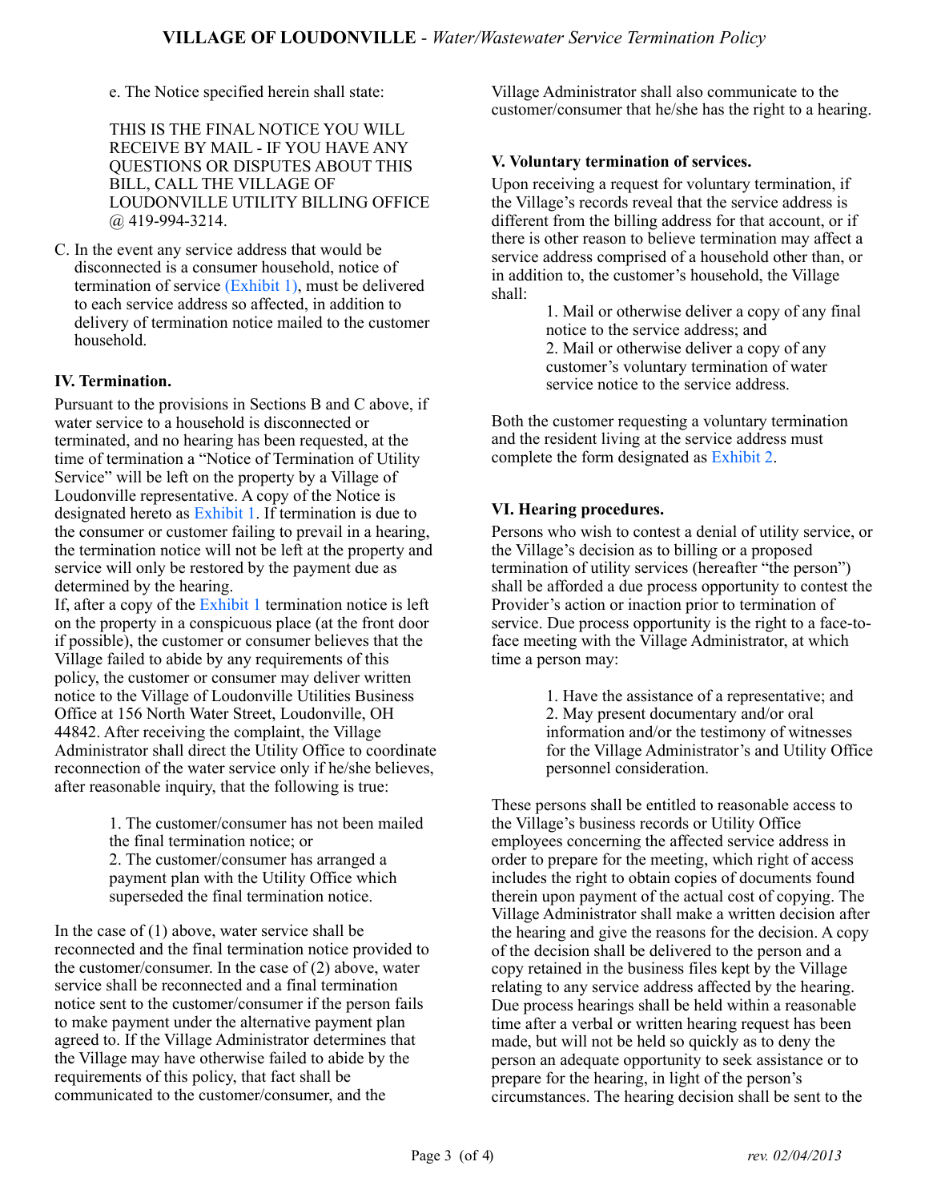e. The Notice specified herein shall state:

THIS IS THE FINAL NOTICE YOU WILL RECEIVE BY MAIL - IF YOU HAVE ANY QUESTIONS OR DISPUTES ABOUT THIS BILL, CALL THE VILLAGE OF LOUDONVILLE UTILITY BILLING OFFICE @ 419-994-3214.

C. In the event any service address that would be disconnected is a consumer household, notice of termination of service (Exhibit 1), must be delivered to each service address so affected, in addition to delivery of termination notice mailed to the customer household.

**IV. Termination.**

Pursuant to the provisions in Sections B and C above, if water service to a household is disconnected or terminated, and no hearing has been requested, at the time of termination a "Notice of Termination of Utility Service" will be left on the property by a Village of Loudonville representative. A copy of the Notice is designated hereto as Exhibit 1. If termination is due to the consumer or customer failing to prevail in a hearing, the termination notice will not be left at the property and service will only be restored by the payment due as determined by the hearing.

If, after a copy of the Exhibit 1 termination notice is left on the property in a conspicuous place (at the front door if possible), the customer or consumer believes that the Village failed to abide by any requirements of this policy, the customer or consumer may deliver written notice to the Village of Loudonville Utilities Business Office at 156 North Water Street, Loudonville, OH 44842. After receiving the complaint, the Village Administrator shall direct the Utility Office to coordinate reconnection of the water service only if he/she believes, after reasonable inquiry, that the following is true:

1. The customer/consumer has not been mailed the final termination notice; or
2. The customer/consumer has arranged a payment plan with the Utility Office which superseded the final termination notice.

In the case of (1) above, water service shall be reconnected and the final termination notice provided to the customer/consumer. In the case of (2) above, water service shall be reconnected and a final termination notice sent to the customer/consumer if the person fails to make payment under the alternative payment plan agreed to. If the Village Administrator determines that the Village may have otherwise failed to abide by the requirements of this policy, that fact shall be communicated to the customer/consumer, and the Village Administrator shall also communicate to the customer/consumer that he/she has the right to a hearing.

**V. Voluntary termination of services.**

Upon receiving a request for voluntary termination, if the Village's records reveal that the service address is different from the billing address for that account, or if there is other reason to believe termination may affect a service address comprised of a household other than, or in addition to, the customer's household, the Village shall:

1. Mail or otherwise deliver a copy of any final notice to the service address; and
2. Mail or otherwise deliver a copy of any customer's voluntary termination of water service notice to the service address.

Both the customer requesting a voluntary termination and the resident living at the service address must complete the form designated as Exhibit 2.

**VI. Hearing procedures.**

Persons who wish to contest a denial of utility service, or the Village's decision as to billing or a proposed termination of utility services (hereafter "the person") shall be afforded a due process opportunity to contest the Provider's action or inaction prior to termination of service. Due process opportunity is the right to a face-to-face meeting with the Village Administrator, at which time a person may:

1. Have the assistance of a representative; and
2. May present documentary and/or oral information and/or the testimony of witnesses for the Village Administrator's and Utility Office personnel consideration.

These persons shall be entitled to reasonable access to the Village's business records or Utility Office employees concerning the affected service address in order to prepare for the meeting, which right of access includes the right to obtain copies of documents found therein upon payment of the actual cost of copying. The Village Administrator shall make a written decision after the hearing and give the reasons for the decision. A copy of the decision shall be delivered to the person and a copy retained in the business files kept by the Village relating to any service address affected by the hearing. Due process hearings shall be held within a reasonable time after a verbal or written hearing request has been made, but will not be held so quickly as to deny the person an adequate opportunity to seek assistance or to prepare for the hearing, in light of the person's circumstances. The hearing decision shall be sent to the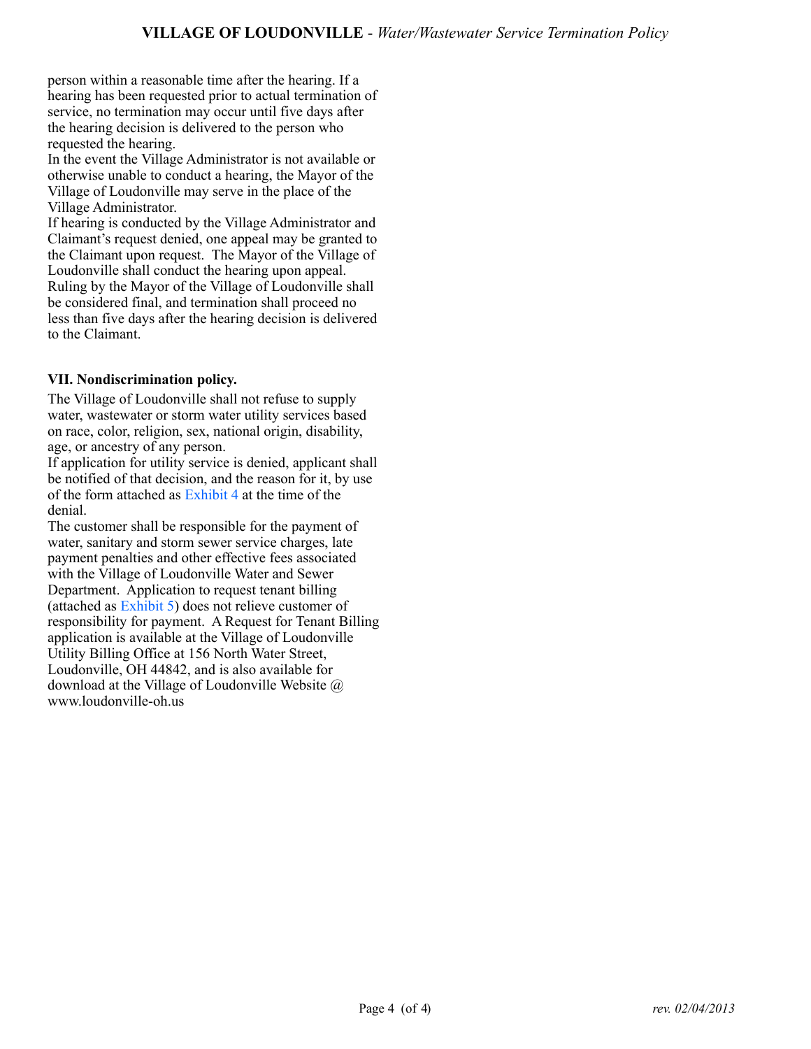person within a reasonable time after the hearing. If a hearing has been requested prior to actual termination of service, no termination may occur until five days after the hearing decision is delivered to the person who requested the hearing.

In the event the Village Administrator is not available or otherwise unable to conduct a hearing, the Mayor of the Village of Loudonville may serve in the place of the Village Administrator.

If hearing is conducted by the Village Administrator and Claimant's request denied, one appeal may be granted to the Claimant upon request. The Mayor of the Village of Loudonville shall conduct the hearing upon appeal. Ruling by the Mayor of the Village of Loudonville shall be considered final, and termination shall proceed no less than five days after the hearing decision is delivered to the Claimant.

### VII. Nondiscrimination policy.

The Village of Loudonville shall not refuse to supply water, wastewater or storm water utility services based on race, color, religion, sex, national origin, disability, age, or ancestry of any person.

If application for utility service is denied, applicant shall be notified of that decision, and the reason for it, by use of the form attached as Exhibit 4 at the time of the denial.

The customer shall be responsible for the payment of water, sanitary and storm sewer service charges, late payment penalties and other effective fees associated with the Village of Loudonville Water and Sewer Department. Application to request tenant billing (attached as Exhibit 5) does not relieve customer of responsibility for payment. A Request for Tenant Billing application is available at the Village of Loudonville Utility Billing Office at 156 North Water Street, Loudonville, OH 44842, and is also available for download at the Village of Loudonville Website @ www.loudonville-oh.us